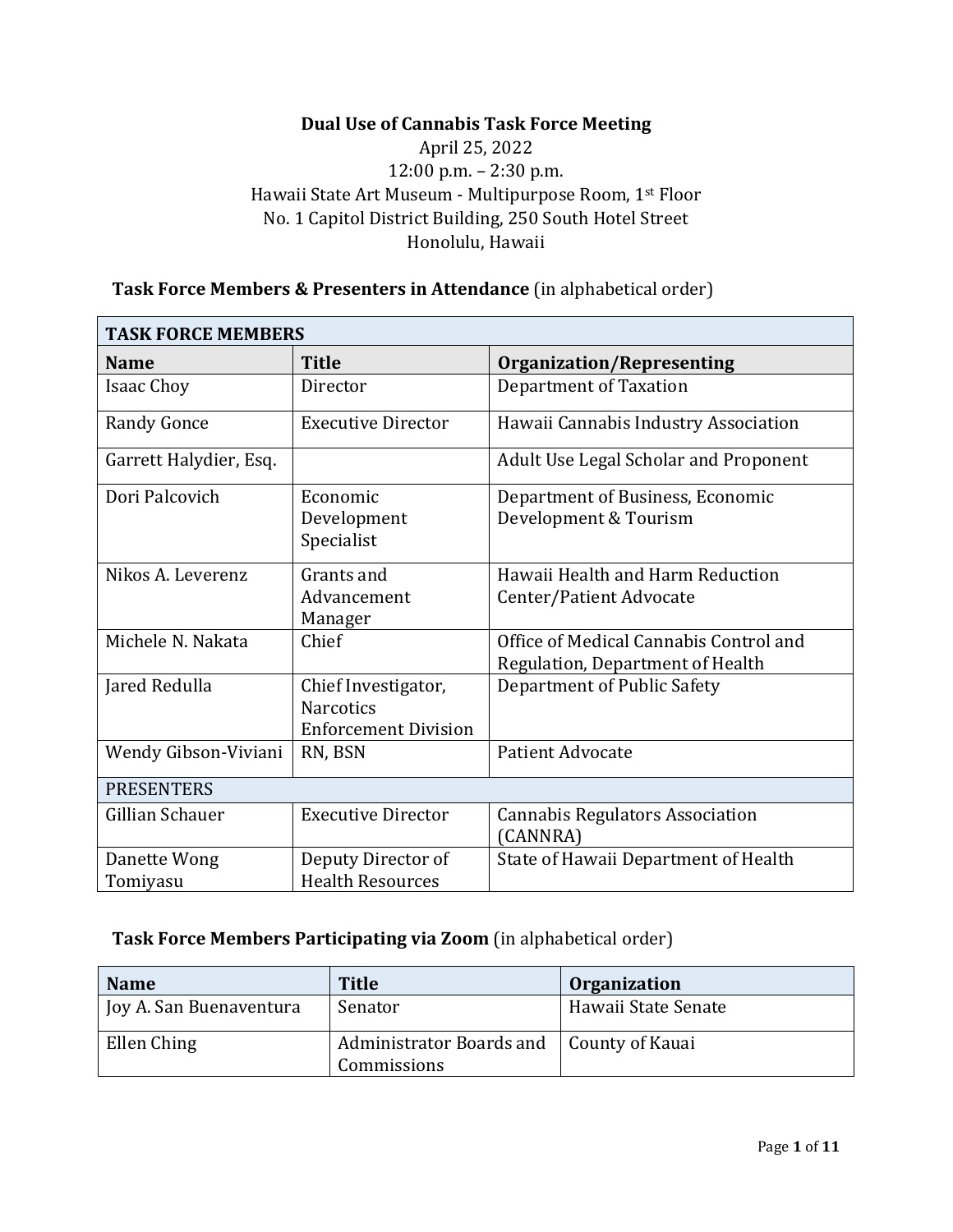# Dual Use of Cannabis Task Force Meeting

April 25, 2022
12:00 p.m. – 2:30 p.m.
Hawaii State Art Museum - Multipurpose Room, 1st Floor
No. 1 Capitol District Building, 250 South Hotel Street
Honolulu, Hawaii

**Task Force Members & Presenters in Attendance** (in alphabetical order)

| **TASK FORCE MEMBERS** | | |
|---|---|---|
| **Name** | **Title** | **Organization/Representing** |
| Isaac Choy | Director | Department of Taxation |
| Randy Gonce | Executive Director | Hawaii Cannabis Industry Association |
| Garrett Halydier, Esq. | | Adult Use Legal Scholar and Proponent |
| Dori Palcovich | Economic Development Specialist | Department of Business, Economic Development & Tourism |
| Nikos A. Leverenz | Grants and Advancement Manager | Hawaii Health and Harm Reduction Center/Patient Advocate |
| Michele N. Nakata | Chief | Office of Medical Cannabis Control and Regulation, Department of Health |
| Jared Redulla | Chief Investigator, Narcotics Enforcement Division | Department of Public Safety |
| Wendy Gibson-Viviani | RN, BSN | Patient Advocate |
| PRESENTERS | | |
| Gillian Schauer | Executive Director | Cannabis Regulators Association (CANNRA) |
| Danette Wong Tomiyasu | Deputy Director of Health Resources | State of Hawaii Department of Health |

**Task Force Members Participating via Zoom** (in alphabetical order)

| **Name** | **Title** | **Organization** |
|---|---|---|
| Joy A. San Buenaventura | Senator | Hawaii State Senate |
| Ellen Ching | Administrator Boards and Commissions | County of Kauai |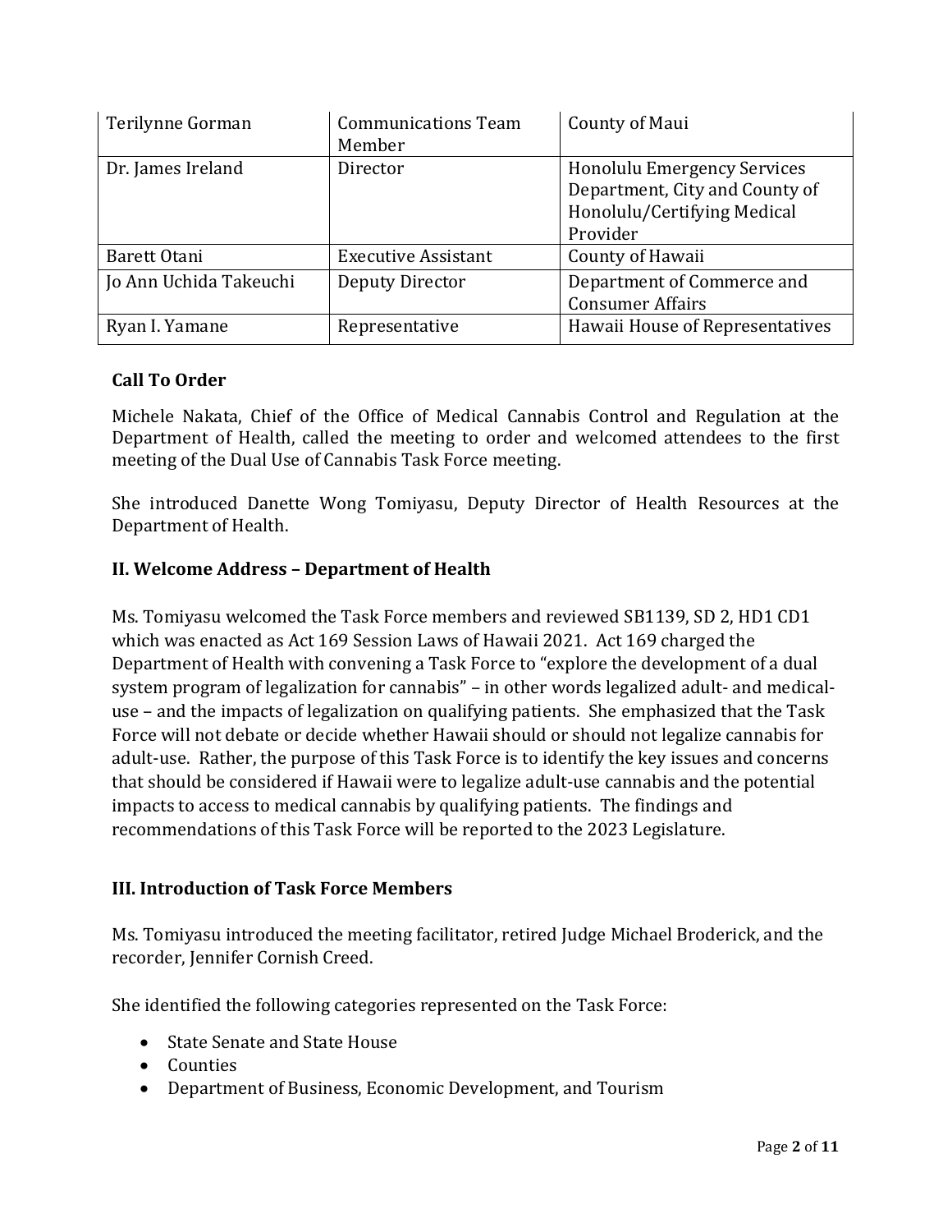| Terilynne Gorman | Communications Team Member | County of Maui |
|---|---|---|
| Dr. James Ireland | Director | Honolulu Emergency Services Department, City and County of Honolulu/Certifying Medical Provider |
| Barett Otani | Executive Assistant | County of Hawaii |
| Jo Ann Uchida Takeuchi | Deputy Director | Department of Commerce and Consumer Affairs |
| Ryan I. Yamane | Representative | Hawaii House of Representatives |

**Call To Order**

Michele Nakata, Chief of the Office of Medical Cannabis Control and Regulation at the Department of Health, called the meeting to order and welcomed attendees to the first meeting of the Dual Use of Cannabis Task Force meeting.

She introduced Danette Wong Tomiyasu, Deputy Director of Health Resources at the Department of Health.

**II. Welcome Address – Department of Health**

Ms. Tomiyasu welcomed the Task Force members and reviewed SB1139, SD 2, HD1 CD1 which was enacted as Act 169 Session Laws of Hawaii 2021. Act 169 charged the Department of Health with convening a Task Force to "explore the development of a dual system program of legalization for cannabis" – in other words legalized adult- and medical-use – and the impacts of legalization on qualifying patients. She emphasized that the Task Force will not debate or decide whether Hawaii should or should not legalize cannabis for adult-use. Rather, the purpose of this Task Force is to identify the key issues and concerns that should be considered if Hawaii were to legalize adult-use cannabis and the potential impacts to access to medical cannabis by qualifying patients. The findings and recommendations of this Task Force will be reported to the 2023 Legislature.

**III. Introduction of Task Force Members**

Ms. Tomiyasu introduced the meeting facilitator, retired Judge Michael Broderick, and the recorder, Jennifer Cornish Creed.

She identified the following categories represented on the Task Force:

- State Senate and State House
- Counties
- Department of Business, Economic Development, and Tourism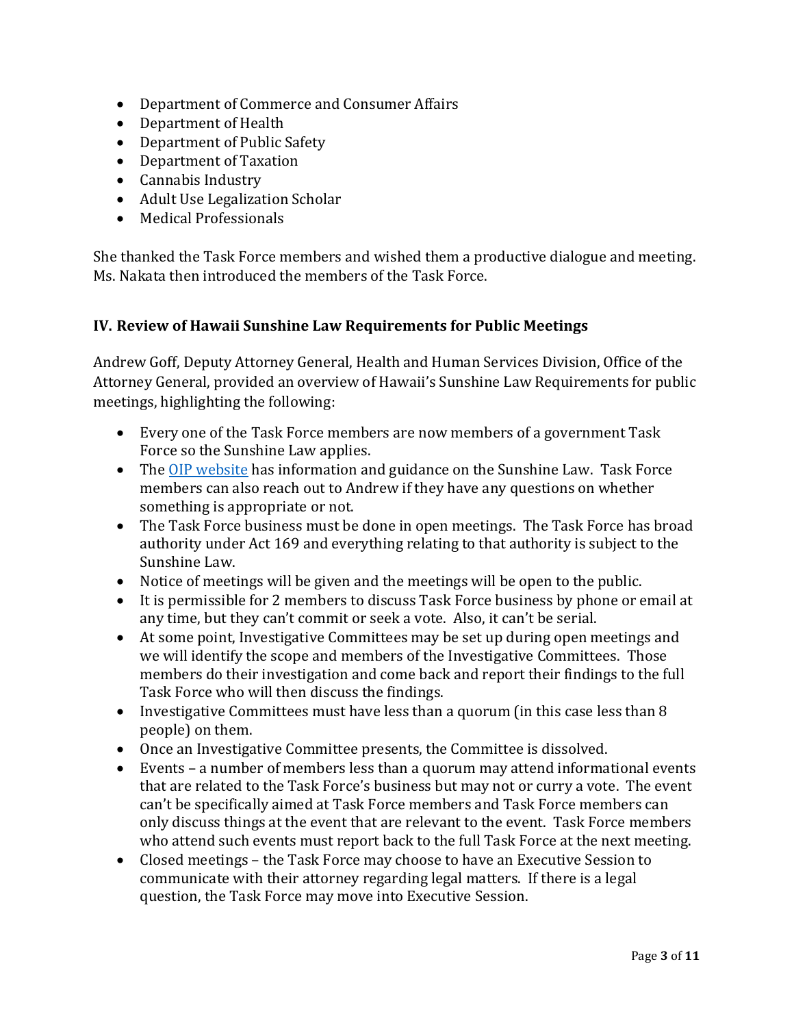- Department of Commerce and Consumer Affairs
- Department of Health
- Department of Public Safety
- Department of Taxation
- Cannabis Industry
- Adult Use Legalization Scholar
- Medical Professionals

She thanked the Task Force members and wished them a productive dialogue and meeting. Ms. Nakata then introduced the members of the Task Force.

## IV. Review of Hawaii Sunshine Law Requirements for Public Meetings

Andrew Goff, Deputy Attorney General, Health and Human Services Division, Office of the Attorney General, provided an overview of Hawaii's Sunshine Law Requirements for public meetings, highlighting the following:

- Every one of the Task Force members are now members of a government Task Force so the Sunshine Law applies.
- The OIP website has information and guidance on the Sunshine Law. Task Force members can also reach out to Andrew if they have any questions on whether something is appropriate or not.
- The Task Force business must be done in open meetings. The Task Force has broad authority under Act 169 and everything relating to that authority is subject to the Sunshine Law.
- Notice of meetings will be given and the meetings will be open to the public.
- It is permissible for 2 members to discuss Task Force business by phone or email at any time, but they can't commit or seek a vote. Also, it can't be serial.
- At some point, Investigative Committees may be set up during open meetings and we will identify the scope and members of the Investigative Committees. Those members do their investigation and come back and report their findings to the full Task Force who will then discuss the findings.
- Investigative Committees must have less than a quorum (in this case less than 8 people) on them.
- Once an Investigative Committee presents, the Committee is dissolved.
- Events – a number of members less than a quorum may attend informational events that are related to the Task Force's business but may not or curry a vote. The event can't be specifically aimed at Task Force members and Task Force members can only discuss things at the event that are relevant to the event. Task Force members who attend such events must report back to the full Task Force at the next meeting.
- Closed meetings – the Task Force may choose to have an Executive Session to communicate with their attorney regarding legal matters. If there is a legal question, the Task Force may move into Executive Session.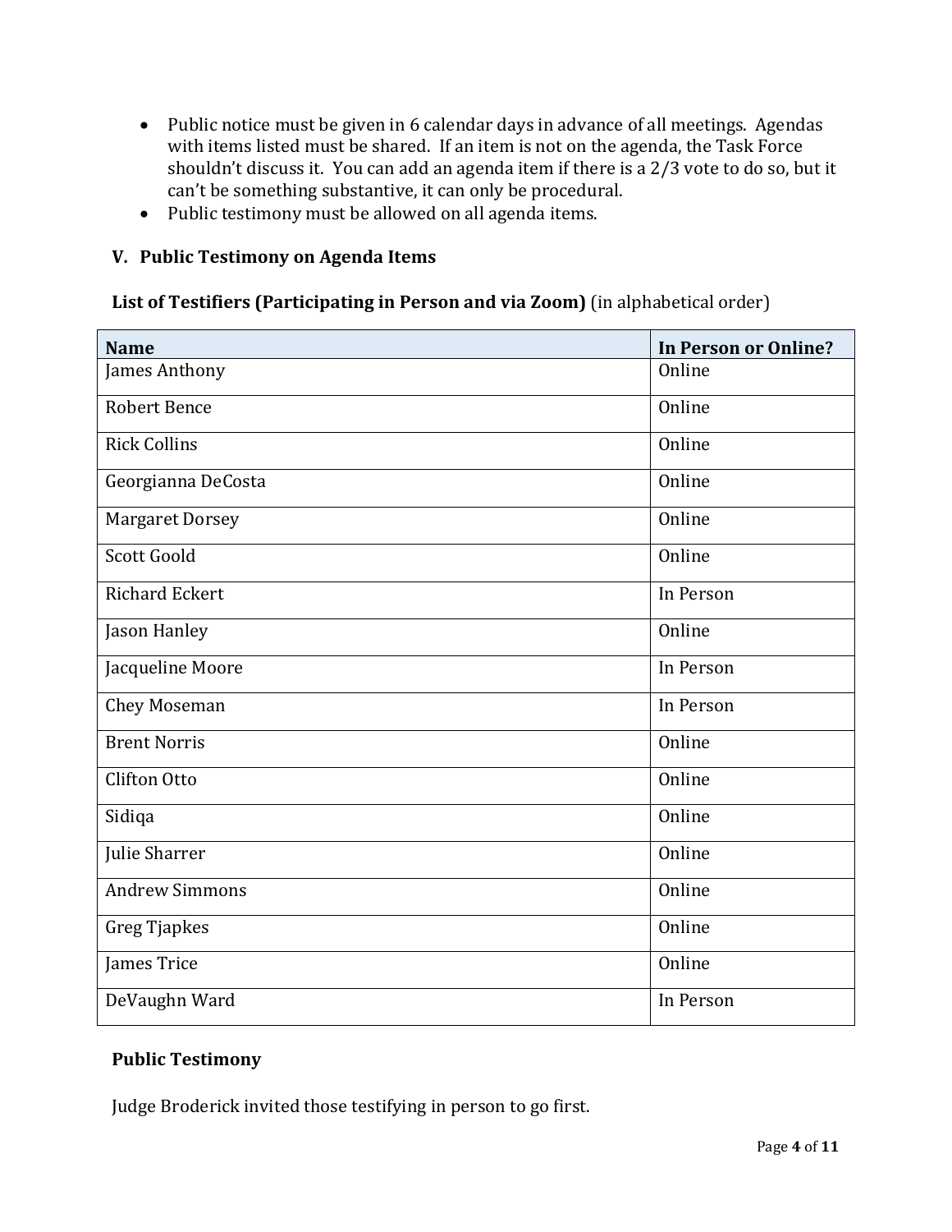- Public notice must be given in 6 calendar days in advance of all meetings. Agendas with items listed must be shared. If an item is not on the agenda, the Task Force shouldn't discuss it. You can add an agenda item if there is a 2/3 vote to do so, but it can't be something substantive, it can only be procedural.
- Public testimony must be allowed on all agenda items.

### V. Public Testimony on Agenda Items

**List of Testifiers (Participating in Person and via Zoom)** (in alphabetical order)

| Name | In Person or Online? |
|---|---|
| James Anthony | Online |
| Robert Bence | Online |
| Rick Collins | Online |
| Georgianna DeCosta | Online |
| Margaret Dorsey | Online |
| Scott Goold | Online |
| Richard Eckert | In Person |
| Jason Hanley | Online |
| Jacqueline Moore | In Person |
| Chey Moseman | In Person |
| Brent Norris | Online |
| Clifton Otto | Online |
| Sidiqa | Online |
| Julie Sharrer | Online |
| Andrew Simmons | Online |
| Greg Tjapkes | Online |
| James Trice | Online |
| DeVaughn Ward | In Person |

**Public Testimony**

Judge Broderick invited those testifying in person to go first.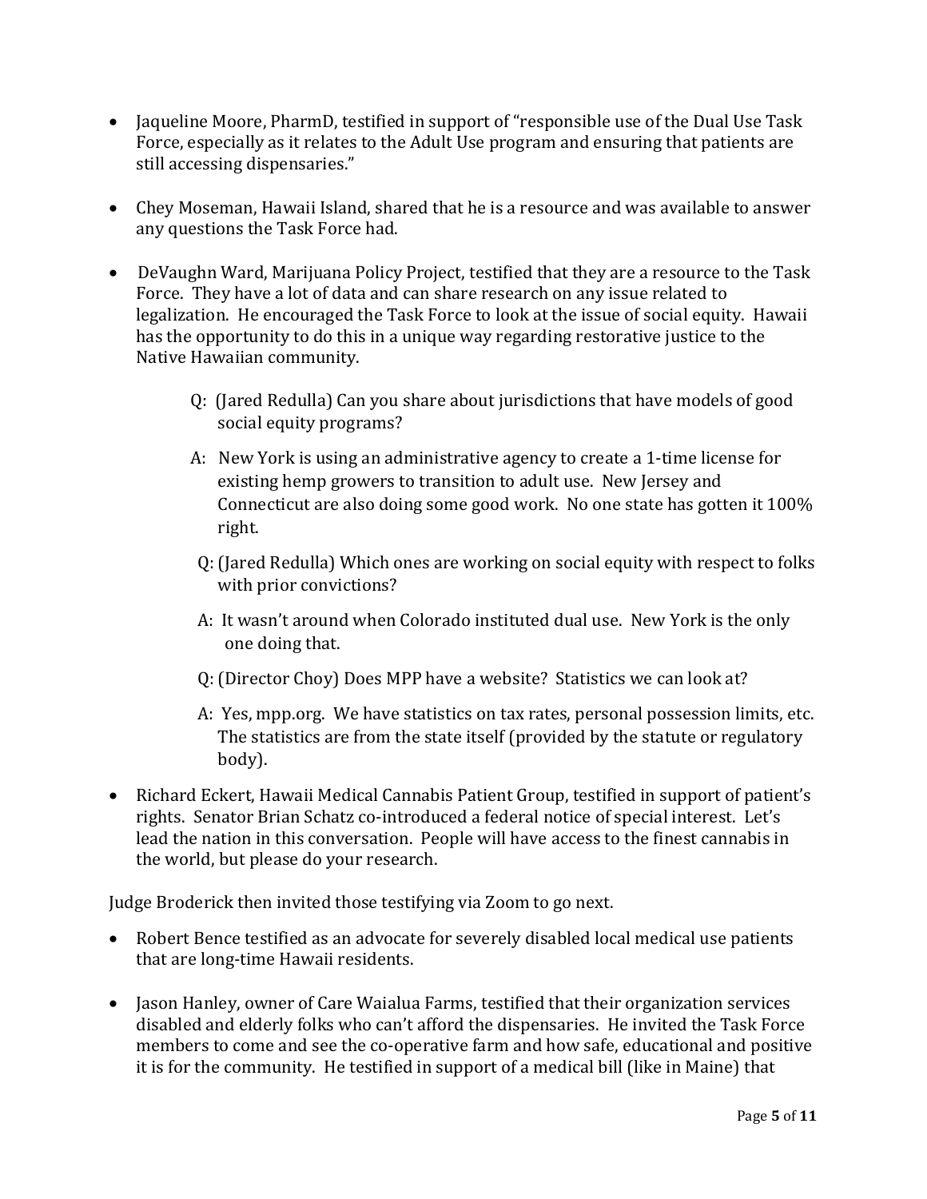- Jaqueline Moore, PharmD, testified in support of "responsible use of the Dual Use Task Force, especially as it relates to the Adult Use program and ensuring that patients are still accessing dispensaries."

- Chey Moseman, Hawaii Island, shared that he is a resource and was available to answer any questions the Task Force had.

- DeVaughn Ward, Marijuana Policy Project, testified that they are a resource to the Task Force. They have a lot of data and can share research on any issue related to legalization. He encouraged the Task Force to look at the issue of social equity. Hawaii has the opportunity to do this in a unique way regarding restorative justice to the Native Hawaiian community.

  Q: (Jared Redulla) Can you share about jurisdictions that have models of good social equity programs?

  A: New York is using an administrative agency to create a 1-time license for existing hemp growers to transition to adult use. New Jersey and Connecticut are also doing some good work. No one state has gotten it 100% right.

  Q: (Jared Redulla) Which ones are working on social equity with respect to folks with prior convictions?

  A: It wasn't around when Colorado instituted dual use. New York is the only one doing that.

  Q: (Director Choy) Does MPP have a website? Statistics we can look at?

  A: Yes, mpp.org. We have statistics on tax rates, personal possession limits, etc. The statistics are from the state itself (provided by the statute or regulatory body).

- Richard Eckert, Hawaii Medical Cannabis Patient Group, testified in support of patient's rights. Senator Brian Schatz co-introduced a federal notice of special interest. Let's lead the nation in this conversation. People will have access to the finest cannabis in the world, but please do your research.

Judge Broderick then invited those testifying via Zoom to go next.

- Robert Bence testified as an advocate for severely disabled local medical use patients that are long-time Hawaii residents.

- Jason Hanley, owner of Care Waialua Farms, testified that their organization services disabled and elderly folks who can't afford the dispensaries. He invited the Task Force members to come and see the co-operative farm and how safe, educational and positive it is for the community. He testified in support of a medical bill (like in Maine) that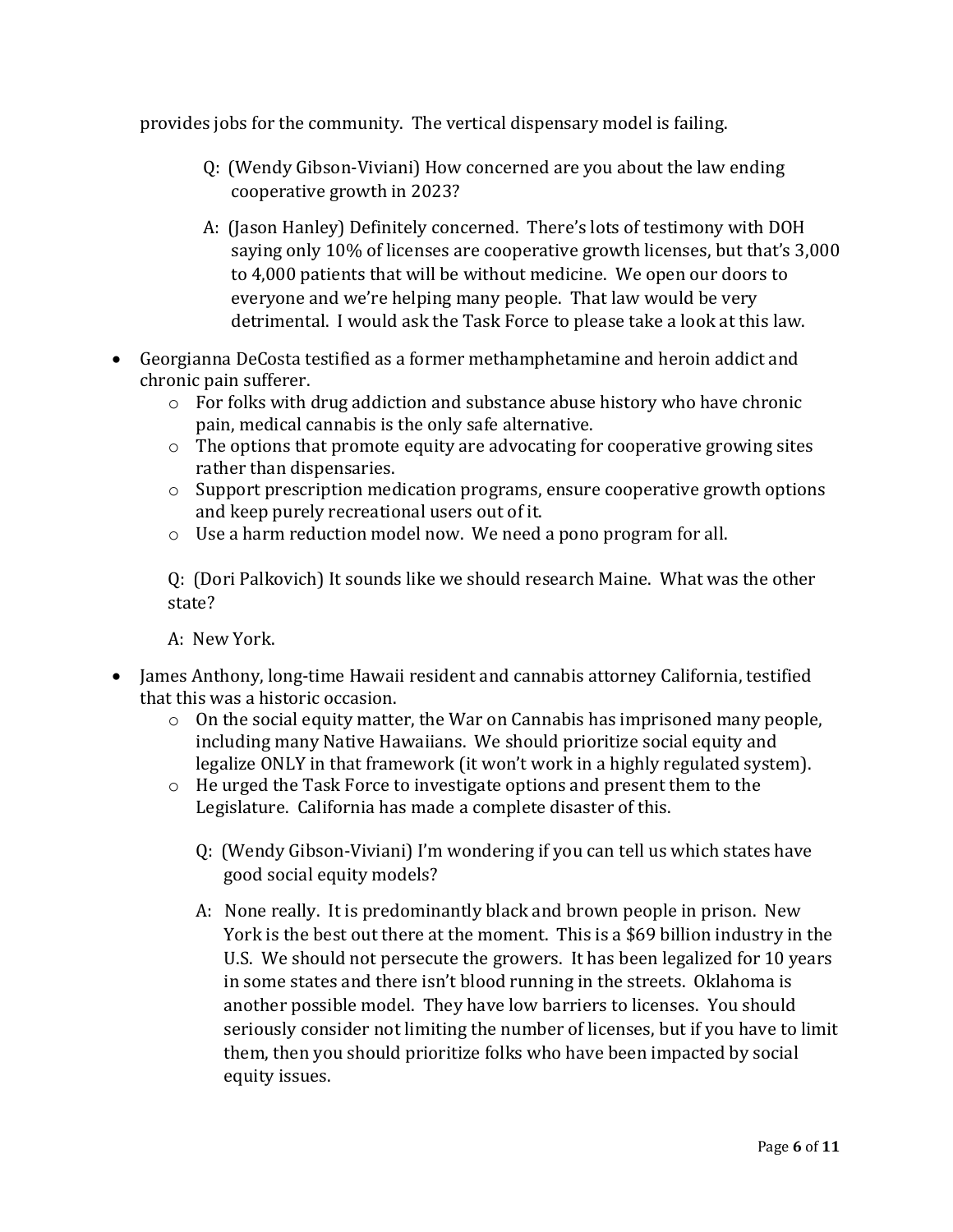provides jobs for the community. The vertical dispensary model is failing.

> Q: (Wendy Gibson-Viviani) How concerned are you about the law ending cooperative growth in 2023?
>
> A: (Jason Hanley) Definitely concerned. There's lots of testimony with DOH saying only 10% of licenses are cooperative growth licenses, but that's 3,000 to 4,000 patients that will be without medicine. We open our doors to everyone and we're helping many people. That law would be very detrimental. I would ask the Task Force to please take a look at this law.

- Georgianna DeCosta testified as a former methamphetamine and heroin addict and chronic pain sufferer.
  - For folks with drug addiction and substance abuse history who have chronic pain, medical cannabis is the only safe alternative.
  - The options that promote equity are advocating for cooperative growing sites rather than dispensaries.
  - Support prescription medication programs, ensure cooperative growth options and keep purely recreational users out of it.
  - Use a harm reduction model now. We need a pono program for all.

  Q: (Dori Palkovich) It sounds like we should research Maine. What was the other state?

  A: New York.

- James Anthony, long-time Hawaii resident and cannabis attorney California, testified that this was a historic occasion.
  - On the social equity matter, the War on Cannabis has imprisoned many people, including many Native Hawaiians. We should prioritize social equity and legalize ONLY in that framework (it won't work in a highly regulated system).
  - He urged the Task Force to investigate options and present them to the Legislature. California has made a complete disaster of this.

    Q: (Wendy Gibson-Viviani) I'm wondering if you can tell us which states have good social equity models?

    A: None really. It is predominantly black and brown people in prison. New York is the best out there at the moment. This is a $69 billion industry in the U.S. We should not persecute the growers. It has been legalized for 10 years in some states and there isn't blood running in the streets. Oklahoma is another possible model. They have low barriers to licenses. You should seriously consider not limiting the number of licenses, but if you have to limit them, then you should prioritize folks who have been impacted by social equity issues.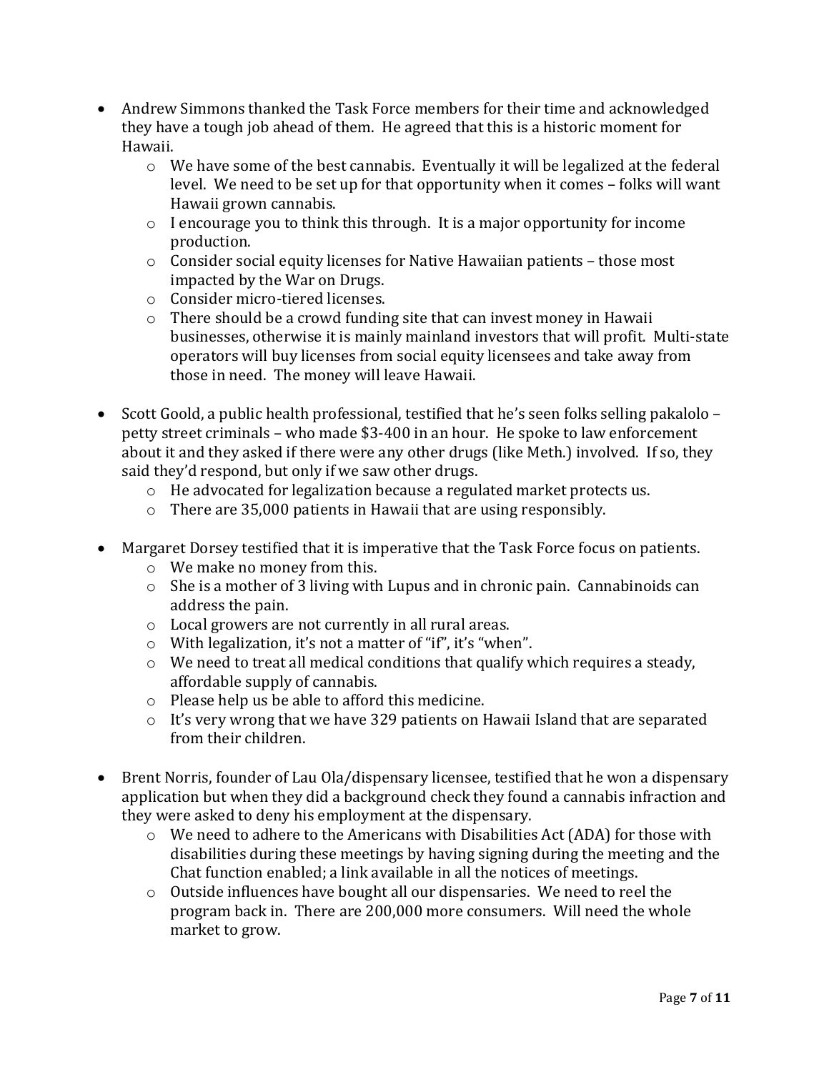- Andrew Simmons thanked the Task Force members for their time and acknowledged they have a tough job ahead of them. He agreed that this is a historic moment for Hawaii.
  - We have some of the best cannabis. Eventually it will be legalized at the federal level. We need to be set up for that opportunity when it comes – folks will want Hawaii grown cannabis.
  - I encourage you to think this through. It is a major opportunity for income production.
  - Consider social equity licenses for Native Hawaiian patients – those most impacted by the War on Drugs.
  - Consider micro-tiered licenses.
  - There should be a crowd funding site that can invest money in Hawaii businesses, otherwise it is mainly mainland investors that will profit. Multi-state operators will buy licenses from social equity licensees and take away from those in need. The money will leave Hawaii.

- Scott Goold, a public health professional, testified that he's seen folks selling pakalolo – petty street criminals – who made $3-400 in an hour. He spoke to law enforcement about it and they asked if there were any other drugs (like Meth.) involved. If so, they said they'd respond, but only if we saw other drugs.
  - He advocated for legalization because a regulated market protects us.
  - There are 35,000 patients in Hawaii that are using responsibly.

- Margaret Dorsey testified that it is imperative that the Task Force focus on patients.
  - We make no money from this.
  - She is a mother of 3 living with Lupus and in chronic pain. Cannabinoids can address the pain.
  - Local growers are not currently in all rural areas.
  - With legalization, it's not a matter of "if", it's "when".
  - We need to treat all medical conditions that qualify which requires a steady, affordable supply of cannabis.
  - Please help us be able to afford this medicine.
  - It's very wrong that we have 329 patients on Hawaii Island that are separated from their children.

- Brent Norris, founder of Lau Ola/dispensary licensee, testified that he won a dispensary application but when they did a background check they found a cannabis infraction and they were asked to deny his employment at the dispensary.
  - We need to adhere to the Americans with Disabilities Act (ADA) for those with disabilities during these meetings by having signing during the meeting and the Chat function enabled; a link available in all the notices of meetings.
  - Outside influences have bought all our dispensaries. We need to reel the program back in. There are 200,000 more consumers. Will need the whole market to grow.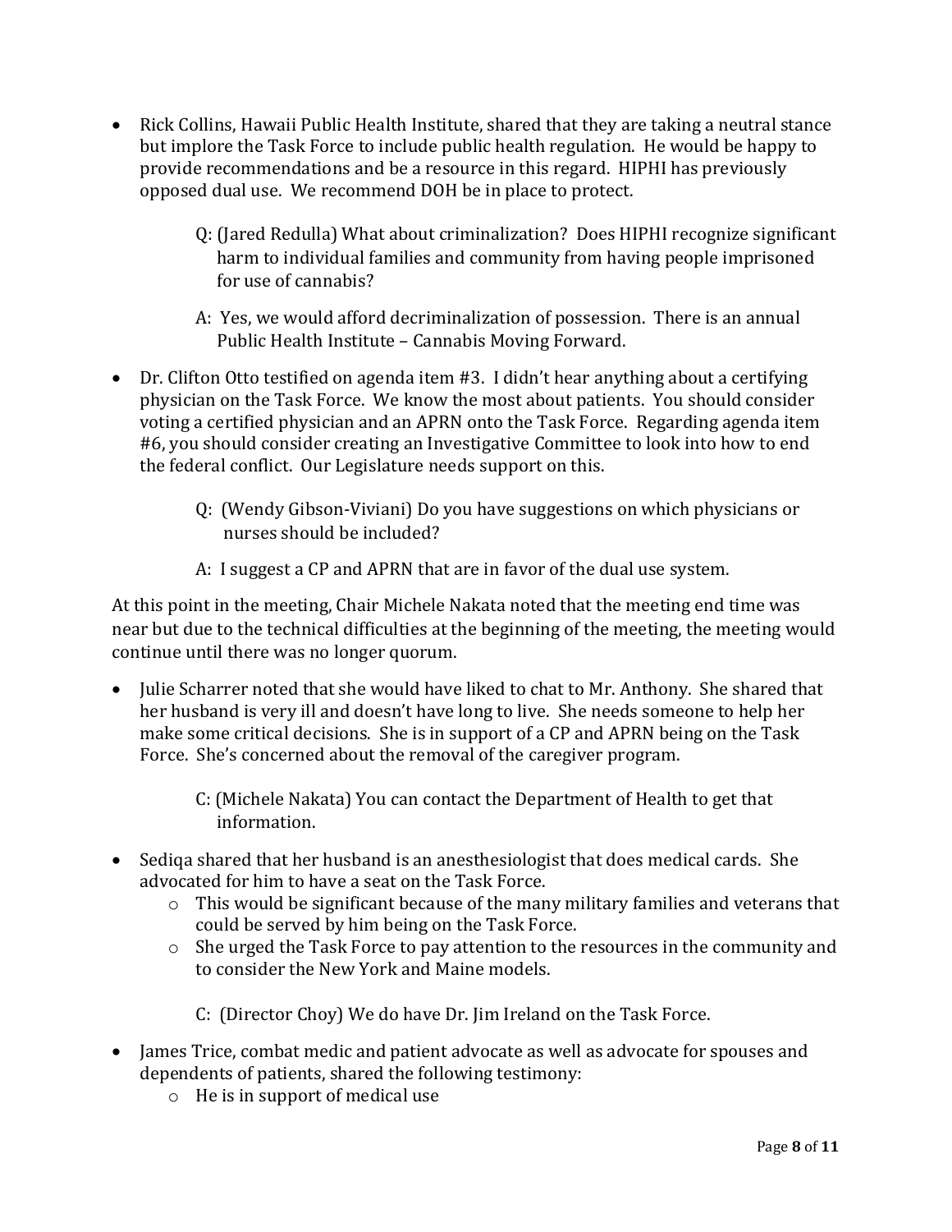- Rick Collins, Hawaii Public Health Institute, shared that they are taking a neutral stance but implore the Task Force to include public health regulation. He would be happy to provide recommendations and be a resource in this regard. HIPHI has previously opposed dual use. We recommend DOH be in place to protect.

  Q: (Jared Redulla) What about criminalization? Does HIPHI recognize significant harm to individual families and community from having people imprisoned for use of cannabis?

  A: Yes, we would afford decriminalization of possession. There is an annual Public Health Institute – Cannabis Moving Forward.

- Dr. Clifton Otto testified on agenda item #3. I didn't hear anything about a certifying physician on the Task Force. We know the most about patients. You should consider voting a certified physician and an APRN onto the Task Force. Regarding agenda item #6, you should consider creating an Investigative Committee to look into how to end the federal conflict. Our Legislature needs support on this.

  Q: (Wendy Gibson-Viviani) Do you have suggestions on which physicians or nurses should be included?

  A: I suggest a CP and APRN that are in favor of the dual use system.

At this point in the meeting, Chair Michele Nakata noted that the meeting end time was near but due to the technical difficulties at the beginning of the meeting, the meeting would continue until there was no longer quorum.

- Julie Scharrer noted that she would have liked to chat to Mr. Anthony. She shared that her husband is very ill and doesn't have long to live. She needs someone to help her make some critical decisions. She is in support of a CP and APRN being on the Task Force. She's concerned about the removal of the caregiver program.

  C: (Michele Nakata) You can contact the Department of Health to get that information.

- Sediqa shared that her husband is an anesthesiologist that does medical cards. She advocated for him to have a seat on the Task Force.
  - This would be significant because of the many military families and veterans that could be served by him being on the Task Force.
  - She urged the Task Force to pay attention to the resources in the community and to consider the New York and Maine models.

  C: (Director Choy) We do have Dr. Jim Ireland on the Task Force.

- James Trice, combat medic and patient advocate as well as advocate for spouses and dependents of patients, shared the following testimony:
  - He is in support of medical use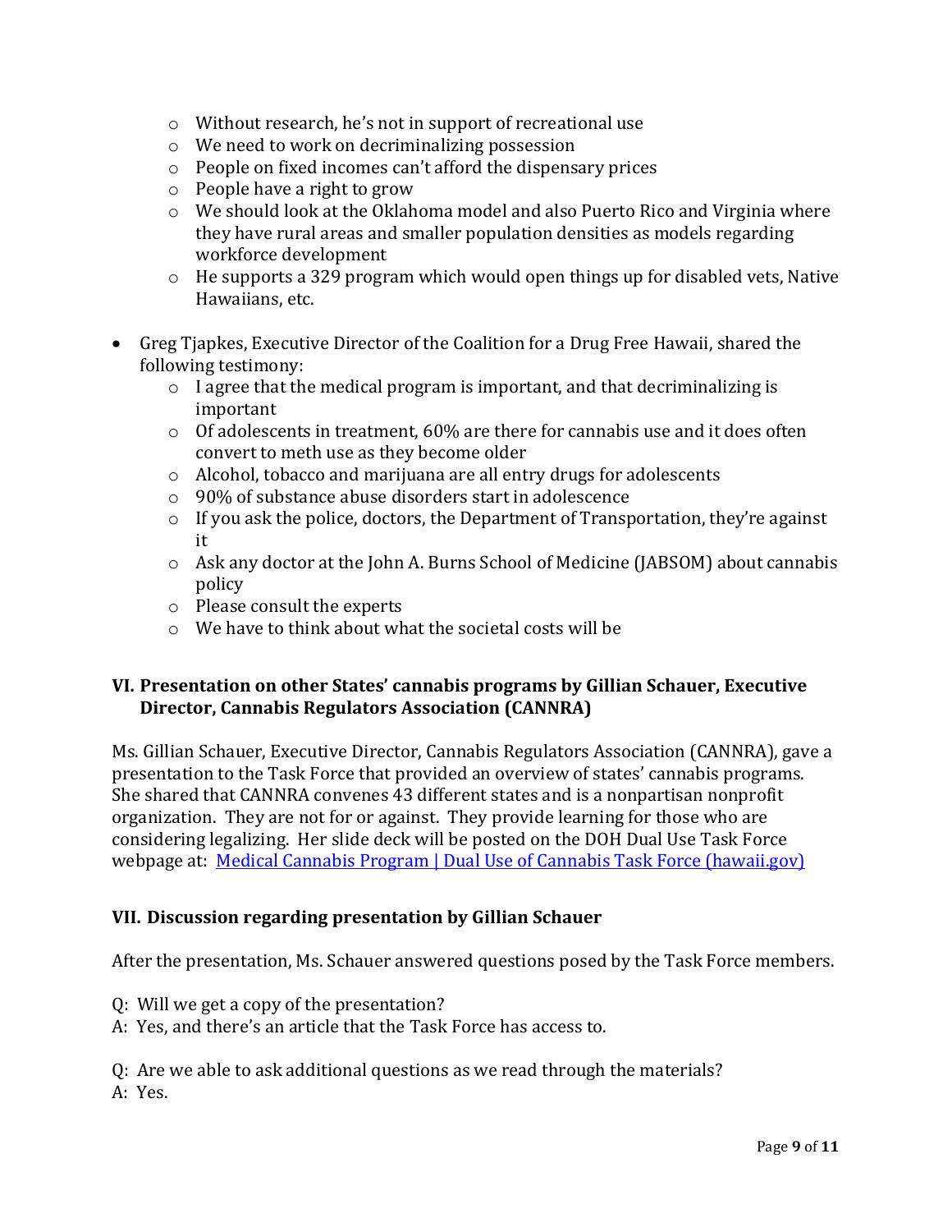- Without research, he's not in support of recreational use
- We need to work on decriminalizing possession
- People on fixed incomes can't afford the dispensary prices
- People have a right to grow
- We should look at the Oklahoma model and also Puerto Rico and Virginia where they have rural areas and smaller population densities as models regarding workforce development
- He supports a 329 program which would open things up for disabled vets, Native Hawaiians, etc.

- Greg Tjapkes, Executive Director of the Coalition for a Drug Free Hawaii, shared the following testimony:
  - I agree that the medical program is important, and that decriminalizing is important
  - Of adolescents in treatment, 60% are there for cannabis use and it does often convert to meth use as they become older
  - Alcohol, tobacco and marijuana are all entry drugs for adolescents
  - 90% of substance abuse disorders start in adolescence
  - If you ask the police, doctors, the Department of Transportation, they're against it
  - Ask any doctor at the John A. Burns School of Medicine (JABSOM) about cannabis policy
  - Please consult the experts
  - We have to think about what the societal costs will be

## VI. Presentation on other States' cannabis programs by Gillian Schauer, Executive Director, Cannabis Regulators Association (CANNRA)

Ms. Gillian Schauer, Executive Director, Cannabis Regulators Association (CANNRA), gave a presentation to the Task Force that provided an overview of states' cannabis programs. She shared that CANNRA convenes 43 different states and is a nonpartisan nonprofit organization. They are not for or against. They provide learning for those who are considering legalizing. Her slide deck will be posted on the DOH Dual Use Task Force webpage at: [Medical Cannabis Program | Dual Use of Cannabis Task Force (hawaii.gov)]()

## VII. Discussion regarding presentation by Gillian Schauer

After the presentation, Ms. Schauer answered questions posed by the Task Force members.

Q: Will we get a copy of the presentation?
A: Yes, and there's an article that the Task Force has access to.

Q: Are we able to ask additional questions as we read through the materials?
A: Yes.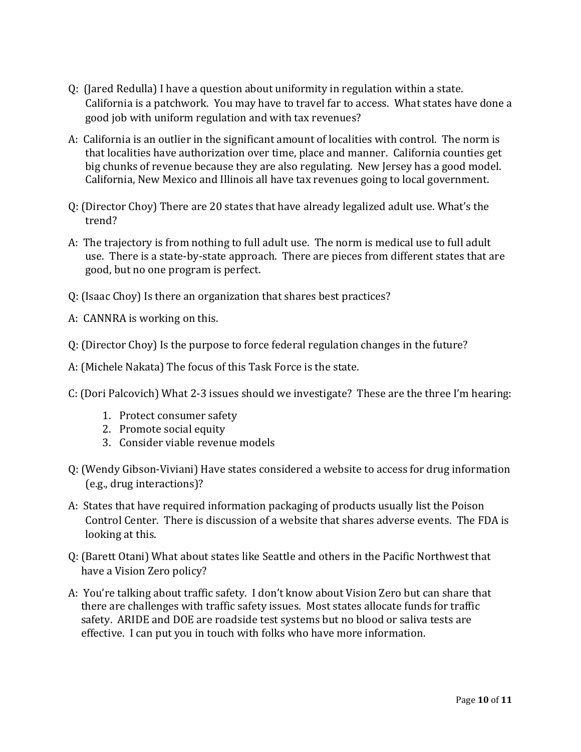Q: (Jared Redulla) I have a question about uniformity in regulation within a state. California is a patchwork. You may have to travel far to access. What states have done a good job with uniform regulation and with tax revenues?

A: California is an outlier in the significant amount of localities with control. The norm is that localities have authorization over time, place and manner. California counties get big chunks of revenue because they are also regulating. New Jersey has a good model. California, New Mexico and Illinois all have tax revenues going to local government.

Q: (Director Choy) There are 20 states that have already legalized adult use. What's the trend?

A: The trajectory is from nothing to full adult use. The norm is medical use to full adult use. There is a state-by-state approach. There are pieces from different states that are good, but no one program is perfect.

Q: (Isaac Choy) Is there an organization that shares best practices?

A: CANNRA is working on this.

Q: (Director Choy) Is the purpose to force federal regulation changes in the future?

A: (Michele Nakata) The focus of this Task Force is the state.

C: (Dori Palcovich) What 2-3 issues should we investigate? These are the three I'm hearing:

1. Protect consumer safety
2. Promote social equity
3. Consider viable revenue models

Q: (Wendy Gibson-Viviani) Have states considered a website to access for drug information (e.g., drug interactions)?

A: States that have required information packaging of products usually list the Poison Control Center. There is discussion of a website that shares adverse events. The FDA is looking at this.

Q: (Barett Otani) What about states like Seattle and others in the Pacific Northwest that have a Vision Zero policy?

A: You're talking about traffic safety. I don't know about Vision Zero but can share that there are challenges with traffic safety issues. Most states allocate funds for traffic safety. ARIDE and DOE are roadside test systems but no blood or saliva tests are effective. I can put you in touch with folks who have more information.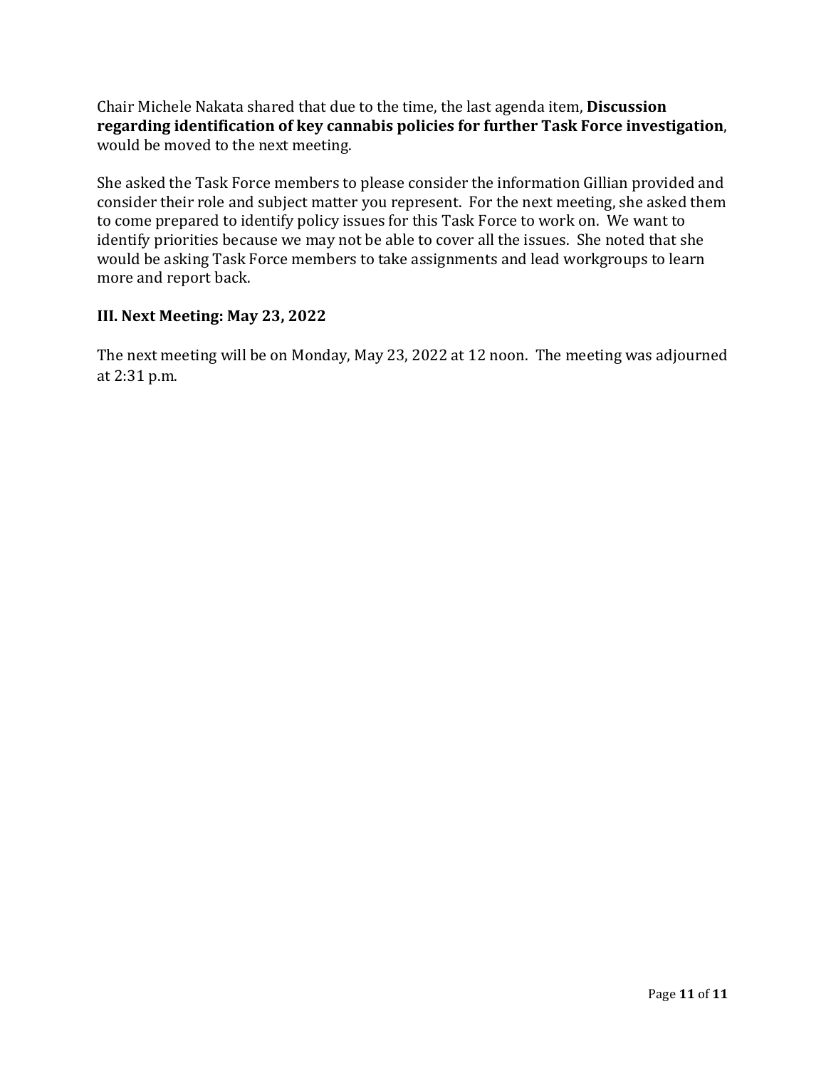Chair Michele Nakata shared that due to the time, the last agenda item, **Discussion regarding identification of key cannabis policies for further Task Force investigation**, would be moved to the next meeting.

She asked the Task Force members to please consider the information Gillian provided and consider their role and subject matter you represent. For the next meeting, she asked them to come prepared to identify policy issues for this Task Force to work on. We want to identify priorities because we may not be able to cover all the issues. She noted that she would be asking Task Force members to take assignments and lead workgroups to learn more and report back.

### III. Next Meeting: May 23, 2022

The next meeting will be on Monday, May 23, 2022 at 12 noon. The meeting was adjourned at 2:31 p.m.